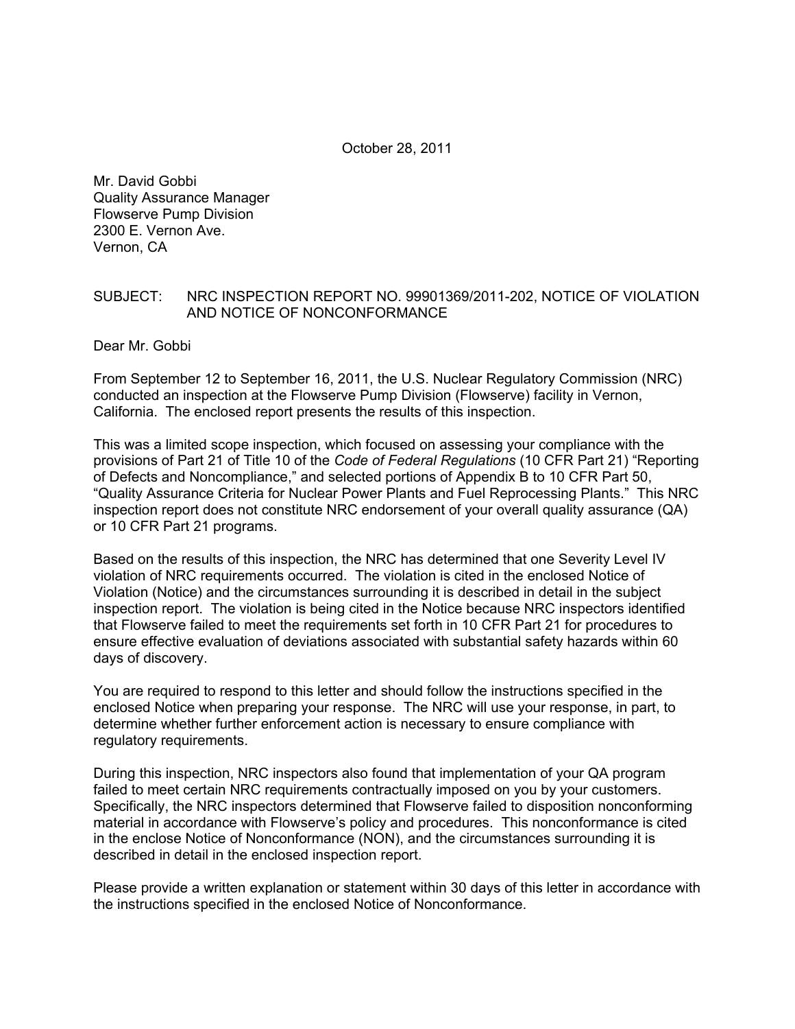October 28, 2011

Mr. David Gobbi
Quality Assurance Manager
Flowserve Pump Division
2300 E. Vernon Ave.
Vernon, CA

SUBJECT: NRC INSPECTION REPORT NO. 99901369/2011-202, NOTICE OF VIOLATION AND NOTICE OF NONCONFORMANCE

Dear Mr. Gobbi

From September 12 to September 16, 2011, the U.S. Nuclear Regulatory Commission (NRC) conducted an inspection at the Flowserve Pump Division (Flowserve) facility in Vernon, California. The enclosed report presents the results of this inspection.

This was a limited scope inspection, which focused on assessing your compliance with the provisions of Part 21 of Title 10 of the *Code of Federal Regulations* (10 CFR Part 21) "Reporting of Defects and Noncompliance," and selected portions of Appendix B to 10 CFR Part 50, "Quality Assurance Criteria for Nuclear Power Plants and Fuel Reprocessing Plants." This NRC inspection report does not constitute NRC endorsement of your overall quality assurance (QA) or 10 CFR Part 21 programs.

Based on the results of this inspection, the NRC has determined that one Severity Level IV violation of NRC requirements occurred. The violation is cited in the enclosed Notice of Violation (Notice) and the circumstances surrounding it is described in detail in the subject inspection report. The violation is being cited in the Notice because NRC inspectors identified that Flowserve failed to meet the requirements set forth in 10 CFR Part 21 for procedures to ensure effective evaluation of deviations associated with substantial safety hazards within 60 days of discovery.

You are required to respond to this letter and should follow the instructions specified in the enclosed Notice when preparing your response. The NRC will use your response, in part, to determine whether further enforcement action is necessary to ensure compliance with regulatory requirements.

During this inspection, NRC inspectors also found that implementation of your QA program failed to meet certain NRC requirements contractually imposed on you by your customers. Specifically, the NRC inspectors determined that Flowserve failed to disposition nonconforming material in accordance with Flowserve's policy and procedures. This nonconformance is cited in the enclose Notice of Nonconformance (NON), and the circumstances surrounding it is described in detail in the enclosed inspection report.

Please provide a written explanation or statement within 30 days of this letter in accordance with the instructions specified in the enclosed Notice of Nonconformance.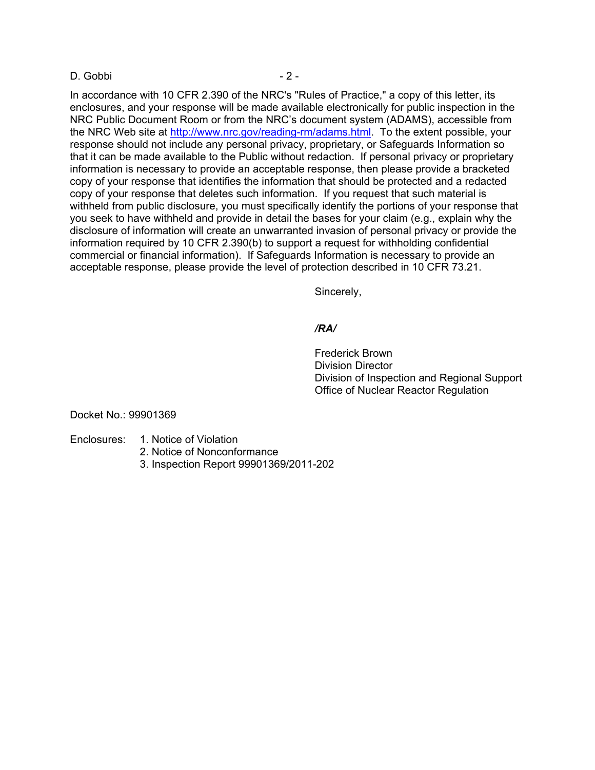In accordance with 10 CFR 2.390 of the NRC's "Rules of Practice," a copy of this letter, its enclosures, and your response will be made available electronically for public inspection in the NRC Public Document Room or from the NRC's document system (ADAMS), accessible from the NRC Web site at http://www.nrc.gov/reading-rm/adams.html. To the extent possible, your response should not include any personal privacy, proprietary, or Safeguards Information so that it can be made available to the Public without redaction. If personal privacy or proprietary information is necessary to provide an acceptable response, then please provide a bracketed copy of your response that identifies the information that should be protected and a redacted copy of your response that deletes such information. If you request that such material is withheld from public disclosure, you must specifically identify the portions of your response that you seek to have withheld and provide in detail the bases for your claim (e.g., explain why the disclosure of information will create an unwarranted invasion of personal privacy or provide the information required by 10 CFR 2.390(b) to support a request for withholding confidential commercial or financial information). If Safeguards Information is necessary to provide an acceptable response, please provide the level of protection described in 10 CFR 73.21.

Sincerely,

***/RA/***

Frederick Brown
Division Director
Division of Inspection and Regional Support
Office of Nuclear Reactor Regulation

Docket No.: 99901369

Enclosures:
1. Notice of Violation
2. Notice of Nonconformance
3. Inspection Report 99901369/2011-202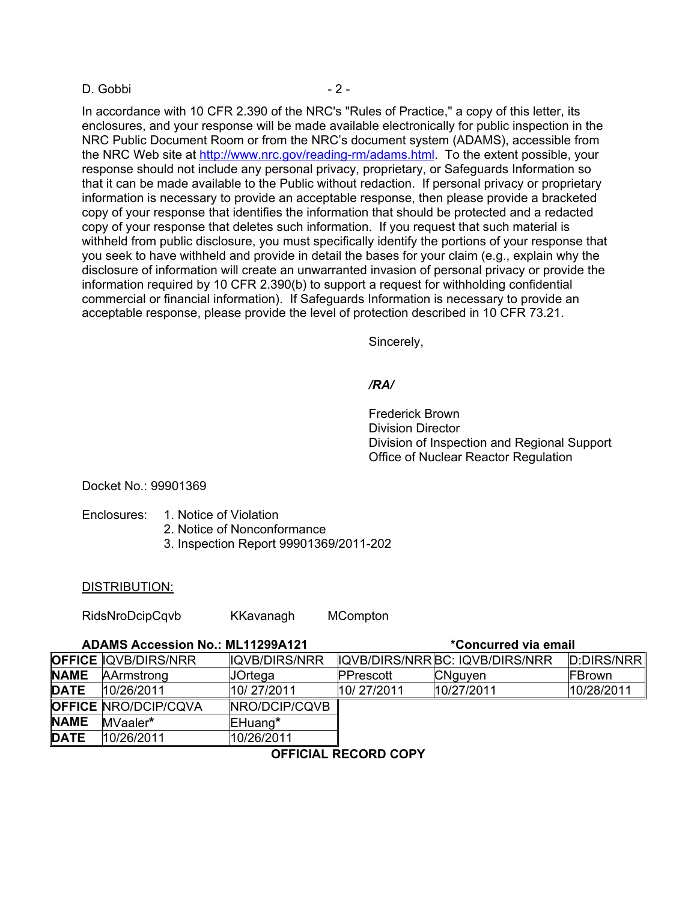In accordance with 10 CFR 2.390 of the NRC's "Rules of Practice," a copy of this letter, its enclosures, and your response will be made available electronically for public inspection in the NRC Public Document Room or from the NRC's document system (ADAMS), accessible from the NRC Web site at http://www.nrc.gov/reading-rm/adams.html. To the extent possible, your response should not include any personal privacy, proprietary, or Safeguards Information so that it can be made available to the Public without redaction. If personal privacy or proprietary information is necessary to provide an acceptable response, then please provide a bracketed copy of your response that identifies the information that should be protected and a redacted copy of your response that deletes such information. If you request that such material is withheld from public disclosure, you must specifically identify the portions of your response that you seek to have withheld and provide in detail the bases for your claim (e.g., explain why the disclosure of information will create an unwarranted invasion of personal privacy or provide the information required by 10 CFR 2.390(b) to support a request for withholding confidential commercial or financial information). If Safeguards Information is necessary to provide an acceptable response, please provide the level of protection described in 10 CFR 73.21.

Sincerely,

***/RA/***

Frederick Brown
Division Director
Division of Inspection and Regional Support
Office of Nuclear Reactor Regulation

Docket No.: 99901369

Enclosures:
1. Notice of Violation
2. Notice of Nonconformance
3. Inspection Report 99901369/2011-202

DISTRIBUTION:

RidsNroDcipCqvb KKavanagh MCompton

**ADAMS Accession No.: ML11299A121** **\*Concurred via email**

| **OFFICE** | IQVB/DIRS/NRR | IQVB/DIRS/NRR | IQVB/DIRS/NRR | BC: IQVB/DIRS/NRR | D:DIRS/NRR |
|---|---|---|---|---|---|
| **NAME** | AArmstrong | JOrtega | PPrescott | CNguyen | FBrown |
| **DATE** | 10/26/2011 | 10/ 27/2011 | 10/ 27/2011 | 10/27/2011 | 10/28/2011 |
| **OFFICE** | NRO/DCIP/CQVA | NRO/DCIP/CQVB | | | |
| **NAME** | MVaaler**\*** | EHuang**\*** | | | |
| **DATE** | 10/26/2011 | 10/26/2011 | | | |

**OFFICIAL RECORD COPY**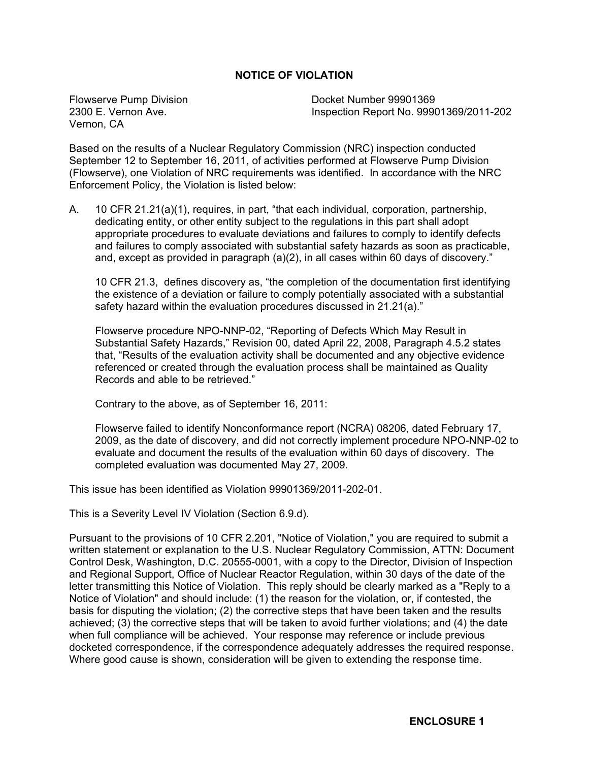# NOTICE OF VIOLATION

Flowserve Pump Division
2300 E. Vernon Ave.
Vernon, CA

Docket Number 99901369
Inspection Report No. 99901369/2011-202

Based on the results of a Nuclear Regulatory Commission (NRC) inspection conducted September 12 to September 16, 2011, of activities performed at Flowserve Pump Division (Flowserve), one Violation of NRC requirements was identified. In accordance with the NRC Enforcement Policy, the Violation is listed below:

A. 10 CFR 21.21(a)(1), requires, in part, "that each individual, corporation, partnership, dedicating entity, or other entity subject to the regulations in this part shall adopt appropriate procedures to evaluate deviations and failures to comply to identify defects and failures to comply associated with substantial safety hazards as soon as practicable, and, except as provided in paragraph (a)(2), in all cases within 60 days of discovery."

   10 CFR 21.3, defines discovery as, "the completion of the documentation first identifying the existence of a deviation or failure to comply potentially associated with a substantial safety hazard within the evaluation procedures discussed in 21.21(a)."

   Flowserve procedure NPO-NNP-02, "Reporting of Defects Which May Result in Substantial Safety Hazards," Revision 00, dated April 22, 2008, Paragraph 4.5.2 states that, "Results of the evaluation activity shall be documented and any objective evidence referenced or created through the evaluation process shall be maintained as Quality Records and able to be retrieved."

   Contrary to the above, as of September 16, 2011:

   Flowserve failed to identify Nonconformance report (NCRA) 08206, dated February 17, 2009, as the date of discovery, and did not correctly implement procedure NPO-NNP-02 to evaluate and document the results of the evaluation within 60 days of discovery. The completed evaluation was documented May 27, 2009.

This issue has been identified as Violation 99901369/2011-202-01.

This is a Severity Level IV Violation (Section 6.9.d).

Pursuant to the provisions of 10 CFR 2.201, "Notice of Violation," you are required to submit a written statement or explanation to the U.S. Nuclear Regulatory Commission, ATTN: Document Control Desk, Washington, D.C. 20555-0001, with a copy to the Director, Division of Inspection and Regional Support, Office of Nuclear Reactor Regulation, within 30 days of the date of the letter transmitting this Notice of Violation. This reply should be clearly marked as a "Reply to a Notice of Violation" and should include: (1) the reason for the violation, or, if contested, the basis for disputing the violation; (2) the corrective steps that have been taken and the results achieved; (3) the corrective steps that will be taken to avoid further violations; and (4) the date when full compliance will be achieved. Your response may reference or include previous docketed correspondence, if the correspondence adequately addresses the required response. Where good cause is shown, consideration will be given to extending the response time.

**ENCLOSURE 1**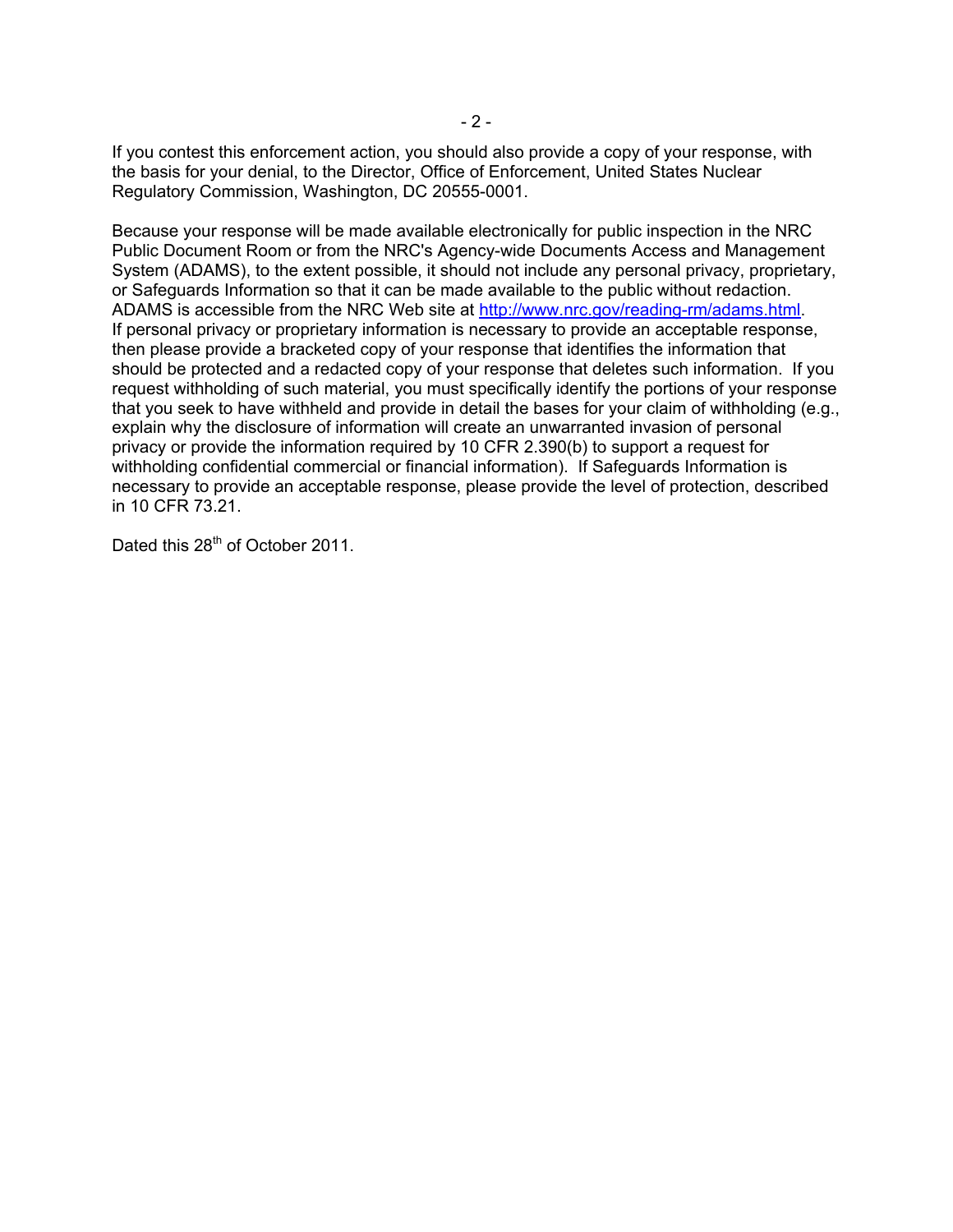If you contest this enforcement action, you should also provide a copy of your response, with the basis for your denial, to the Director, Office of Enforcement, United States Nuclear Regulatory Commission, Washington, DC 20555-0001.

Because your response will be made available electronically for public inspection in the NRC Public Document Room or from the NRC's Agency-wide Documents Access and Management System (ADAMS), to the extent possible, it should not include any personal privacy, proprietary, or Safeguards Information so that it can be made available to the public without redaction. ADAMS is accessible from the NRC Web site at http://www.nrc.gov/reading-rm/adams.html. If personal privacy or proprietary information is necessary to provide an acceptable response, then please provide a bracketed copy of your response that identifies the information that should be protected and a redacted copy of your response that deletes such information. If you request withholding of such material, you must specifically identify the portions of your response that you seek to have withheld and provide in detail the bases for your claim of withholding (e.g., explain why the disclosure of information will create an unwarranted invasion of personal privacy or provide the information required by 10 CFR 2.390(b) to support a request for withholding confidential commercial or financial information). If Safeguards Information is necessary to provide an acceptable response, please provide the level of protection, described in 10 CFR 73.21.

Dated this 28th of October 2011.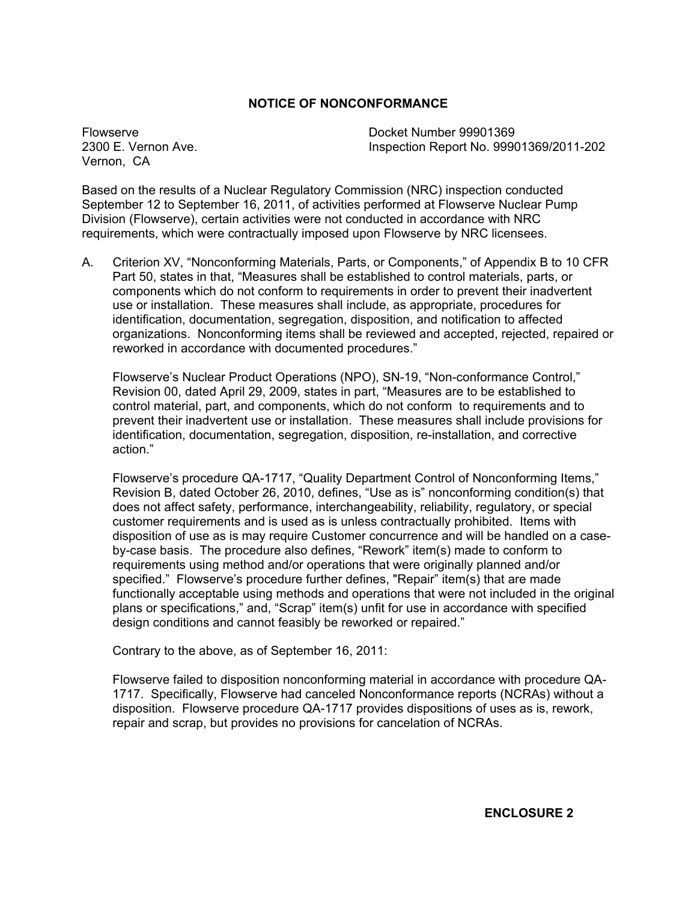## NOTICE OF NONCONFORMANCE

Flowserve
2300 E. Vernon Ave.
Vernon, CA

Docket Number 99901369
Inspection Report No. 99901369/2011-202

Based on the results of a Nuclear Regulatory Commission (NRC) inspection conducted September 12 to September 16, 2011, of activities performed at Flowserve Nuclear Pump Division (Flowserve), certain activities were not conducted in accordance with NRC requirements, which were contractually imposed upon Flowserve by NRC licensees.

A. Criterion XV, "Nonconforming Materials, Parts, or Components," of Appendix B to 10 CFR Part 50, states in that, "Measures shall be established to control materials, parts, or components which do not conform to requirements in order to prevent their inadvertent use or installation. These measures shall include, as appropriate, procedures for identification, documentation, segregation, disposition, and notification to affected organizations. Nonconforming items shall be reviewed and accepted, rejected, repaired or reworked in accordance with documented procedures."

   Flowserve's Nuclear Product Operations (NPO), SN-19, "Non-conformance Control," Revision 00, dated April 29, 2009, states in part, "Measures are to be established to control material, part, and components, which do not conform to requirements and to prevent their inadvertent use or installation. These measures shall include provisions for identification, documentation, segregation, disposition, re-installation, and corrective action."

   Flowserve's procedure QA-1717, "Quality Department Control of Nonconforming Items," Revision B, dated October 26, 2010, defines, "Use as is" nonconforming condition(s) that does not affect safety, performance, interchangeability, reliability, regulatory, or special customer requirements and is used as is unless contractually prohibited. Items with disposition of use as is may require Customer concurrence and will be handled on a case-by-case basis. The procedure also defines, "Rework" item(s) made to conform to requirements using method and/or operations that were originally planned and/or specified." Flowserve's procedure further defines, "Repair" item(s) that are made functionally acceptable using methods and operations that were not included in the original plans or specifications," and, "Scrap" item(s) unfit for use in accordance with specified design conditions and cannot feasibly be reworked or repaired."

   Contrary to the above, as of September 16, 2011:

   Flowserve failed to disposition nonconforming material in accordance with procedure QA-1717. Specifically, Flowserve had canceled Nonconformance reports (NCRAs) without a disposition. Flowserve procedure QA-1717 provides dispositions of uses as is, rework, repair and scrap, but provides no provisions for cancelation of NCRAs.

**ENCLOSURE 2**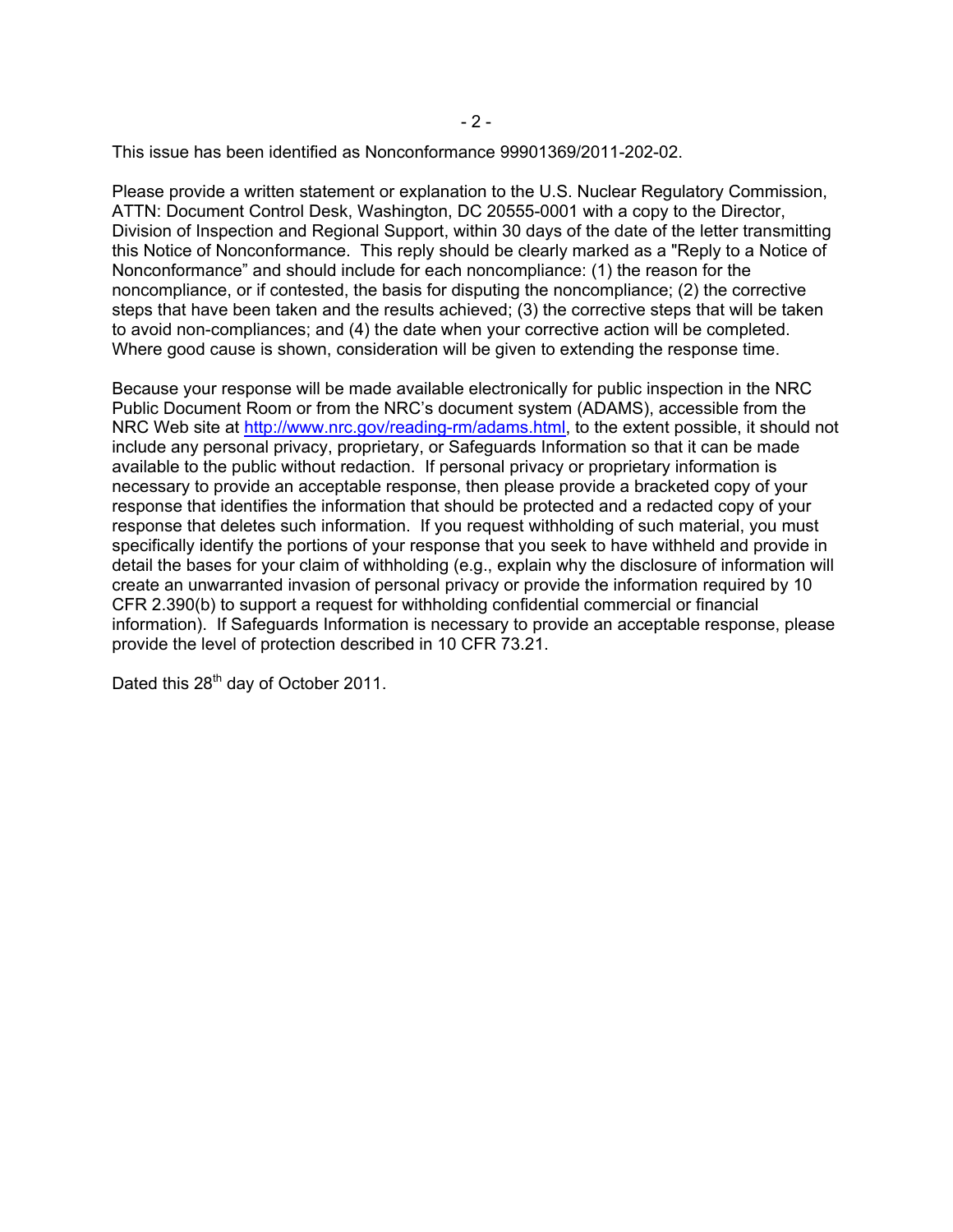This issue has been identified as Nonconformance 99901369/2011-202-02.

Please provide a written statement or explanation to the U.S. Nuclear Regulatory Commission, ATTN: Document Control Desk, Washington, DC 20555-0001 with a copy to the Director, Division of Inspection and Regional Support, within 30 days of the date of the letter transmitting this Notice of Nonconformance. This reply should be clearly marked as a "Reply to a Notice of Nonconformance" and should include for each noncompliance: (1) the reason for the noncompliance, or if contested, the basis for disputing the noncompliance; (2) the corrective steps that have been taken and the results achieved; (3) the corrective steps that will be taken to avoid non-compliances; and (4) the date when your corrective action will be completed. Where good cause is shown, consideration will be given to extending the response time.

Because your response will be made available electronically for public inspection in the NRC Public Document Room or from the NRC's document system (ADAMS), accessible from the NRC Web site at http://www.nrc.gov/reading-rm/adams.html, to the extent possible, it should not include any personal privacy, proprietary, or Safeguards Information so that it can be made available to the public without redaction. If personal privacy or proprietary information is necessary to provide an acceptable response, then please provide a bracketed copy of your response that identifies the information that should be protected and a redacted copy of your response that deletes such information. If you request withholding of such material, you must specifically identify the portions of your response that you seek to have withheld and provide in detail the bases for your claim of withholding (e.g., explain why the disclosure of information will create an unwarranted invasion of personal privacy or provide the information required by 10 CFR 2.390(b) to support a request for withholding confidential commercial or financial information). If Safeguards Information is necessary to provide an acceptable response, please provide the level of protection described in 10 CFR 73.21.

Dated this 28th day of October 2011.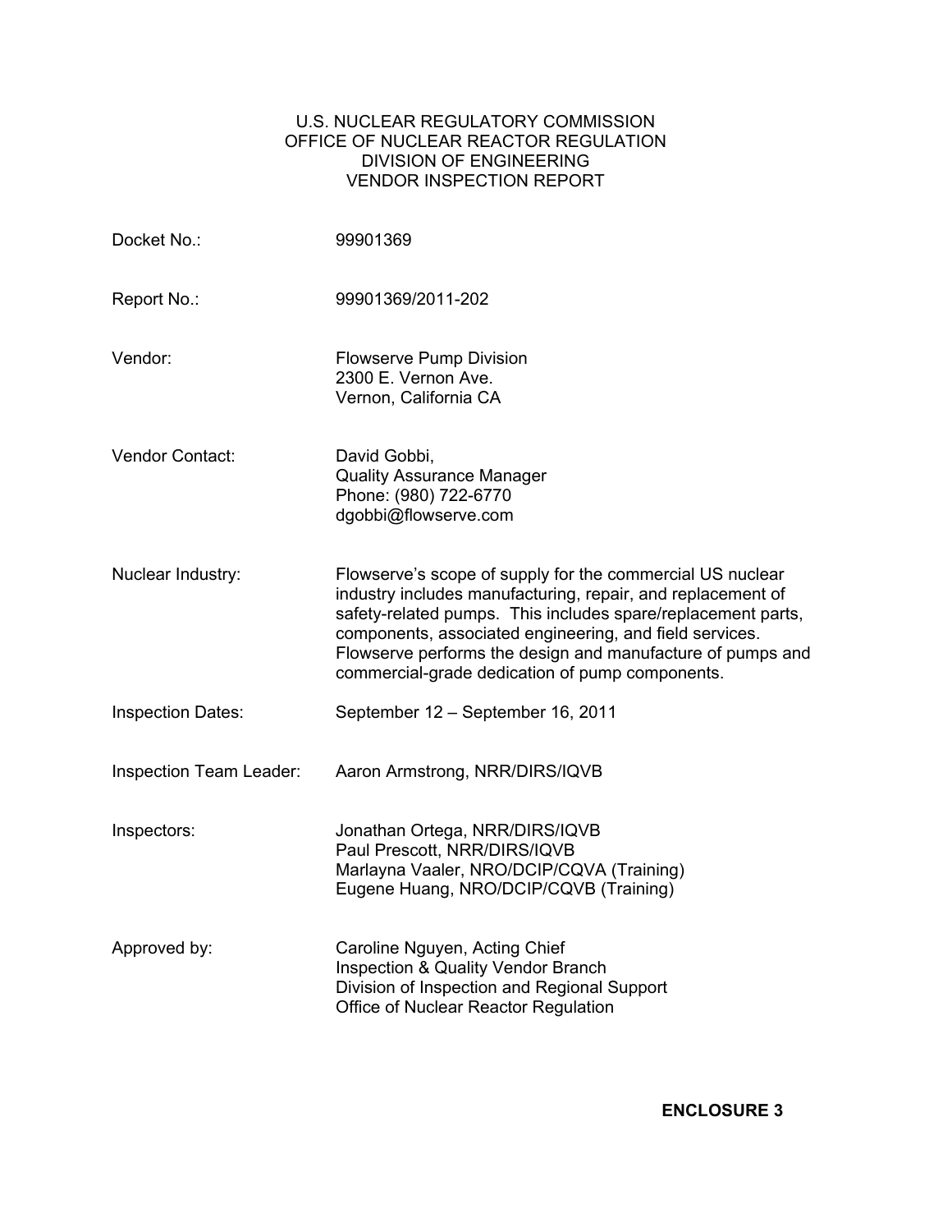U.S. NUCLEAR REGULATORY COMMISSION
OFFICE OF NUCLEAR REACTOR REGULATION
DIVISION OF ENGINEERING
VENDOR INSPECTION REPORT

| | |
|---|---|
| Docket No.: | 99901369 |
| Report No.: | 99901369/2011-202 |
| Vendor: | Flowserve Pump Division<br>2300 E. Vernon Ave.<br>Vernon, California CA |
| Vendor Contact: | David Gobbi,<br>Quality Assurance Manager<br>Phone: (980) 722-6770<br>dgobbi@flowserve.com |
| Nuclear Industry: | Flowserve's scope of supply for the commercial US nuclear industry includes manufacturing, repair, and replacement of safety-related pumps. This includes spare/replacement parts, components, associated engineering, and field services. Flowserve performs the design and manufacture of pumps and commercial-grade dedication of pump components. |
| Inspection Dates: | September 12 – September 16, 2011 |
| Inspection Team Leader: | Aaron Armstrong, NRR/DIRS/IQVB |
| Inspectors: | Jonathan Ortega, NRR/DIRS/IQVB<br>Paul Prescott, NRR/DIRS/IQVB<br>Marlayna Vaaler, NRO/DCIP/CQVA (Training)<br>Eugene Huang, NRO/DCIP/CQVB (Training) |
| Approved by: | Caroline Nguyen, Acting Chief<br>Inspection & Quality Vendor Branch<br>Division of Inspection and Regional Support<br>Office of Nuclear Reactor Regulation |

**ENCLOSURE 3**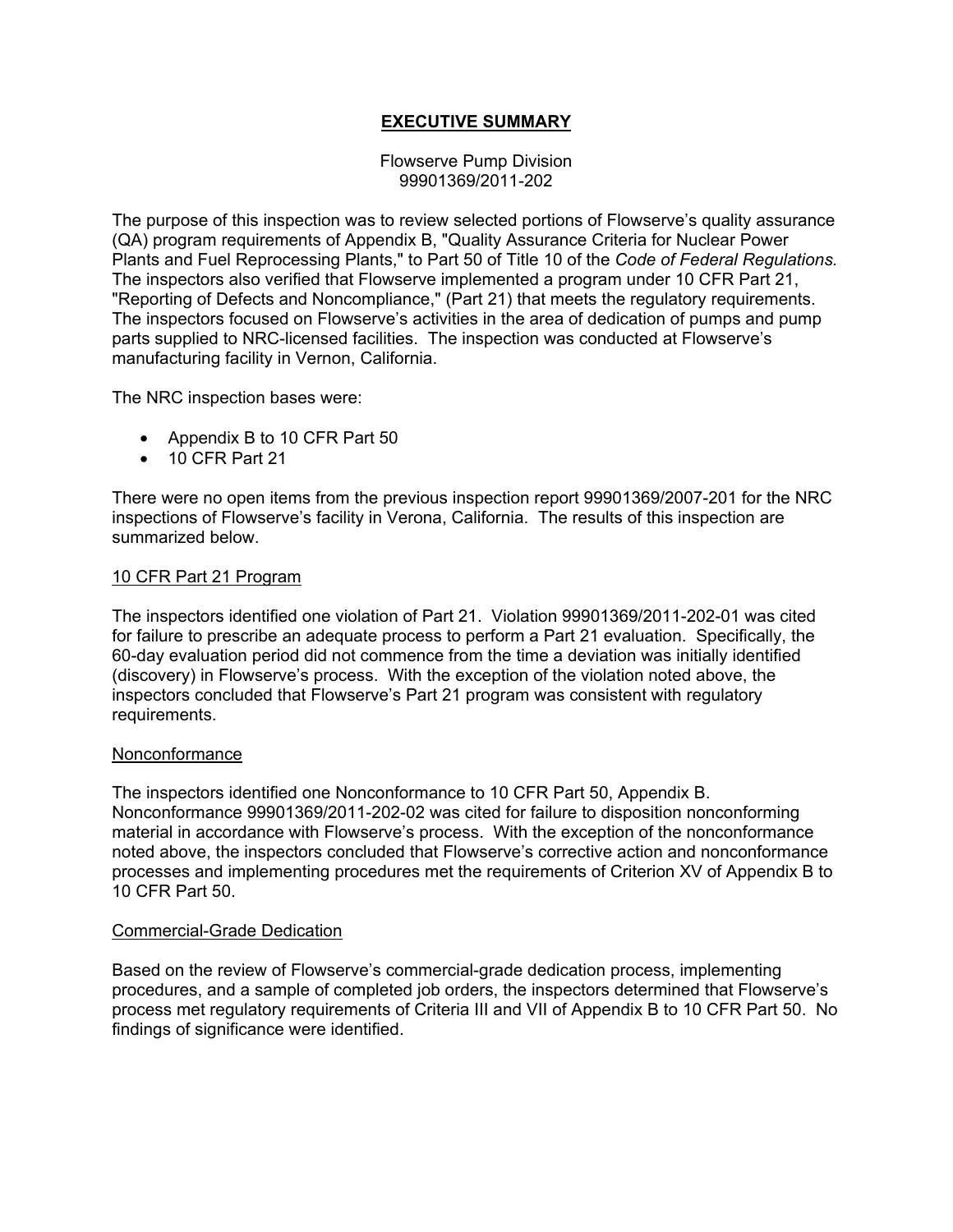# EXECUTIVE SUMMARY

Flowserve Pump Division
99901369/2011-202

The purpose of this inspection was to review selected portions of Flowserve's quality assurance (QA) program requirements of Appendix B, "Quality Assurance Criteria for Nuclear Power Plants and Fuel Reprocessing Plants," to Part 50 of Title 10 of the *Code of Federal Regulations.* The inspectors also verified that Flowserve implemented a program under 10 CFR Part 21, "Reporting of Defects and Noncompliance," (Part 21) that meets the regulatory requirements. The inspectors focused on Flowserve's activities in the area of dedication of pumps and pump parts supplied to NRC-licensed facilities. The inspection was conducted at Flowserve's manufacturing facility in Vernon, California.

The NRC inspection bases were:

- Appendix B to 10 CFR Part 50
- 10 CFR Part 21

There were no open items from the previous inspection report 99901369/2007-201 for the NRC inspections of Flowserve's facility in Verona, California. The results of this inspection are summarized below.

## 10 CFR Part 21 Program

The inspectors identified one violation of Part 21. Violation 99901369/2011-202-01 was cited for failure to prescribe an adequate process to perform a Part 21 evaluation. Specifically, the 60-day evaluation period did not commence from the time a deviation was initially identified (discovery) in Flowserve's process. With the exception of the violation noted above, the inspectors concluded that Flowserve's Part 21 program was consistent with regulatory requirements.

## Nonconformance

The inspectors identified one Nonconformance to 10 CFR Part 50, Appendix B. Nonconformance 99901369/2011-202-02 was cited for failure to disposition nonconforming material in accordance with Flowserve's process. With the exception of the nonconformance noted above, the inspectors concluded that Flowserve's corrective action and nonconformance processes and implementing procedures met the requirements of Criterion XV of Appendix B to 10 CFR Part 50.

## Commercial-Grade Dedication

Based on the review of Flowserve's commercial-grade dedication process, implementing procedures, and a sample of completed job orders, the inspectors determined that Flowserve's process met regulatory requirements of Criteria III and VII of Appendix B to 10 CFR Part 50. No findings of significance were identified.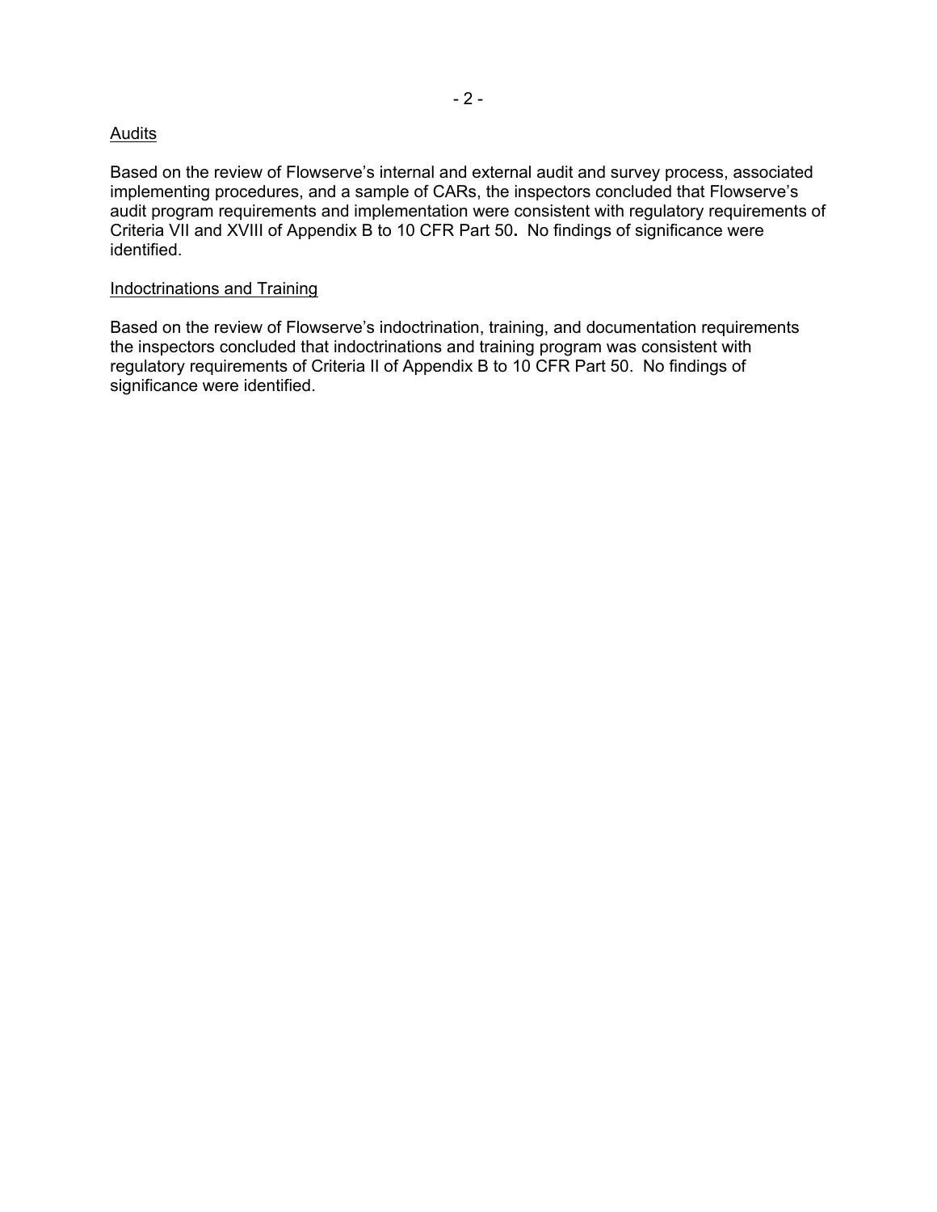Audits

Based on the review of Flowserve's internal and external audit and survey process, associated implementing procedures, and a sample of CARs, the inspectors concluded that Flowserve's audit program requirements and implementation were consistent with regulatory requirements of Criteria VII and XVIII of Appendix B to 10 CFR Part 50**.** No findings of significance were identified.

Indoctrinations and Training

Based on the review of Flowserve's indoctrination, training, and documentation requirements the inspectors concluded that indoctrinations and training program was consistent with regulatory requirements of Criteria II of Appendix B to 10 CFR Part 50. No findings of significance were identified.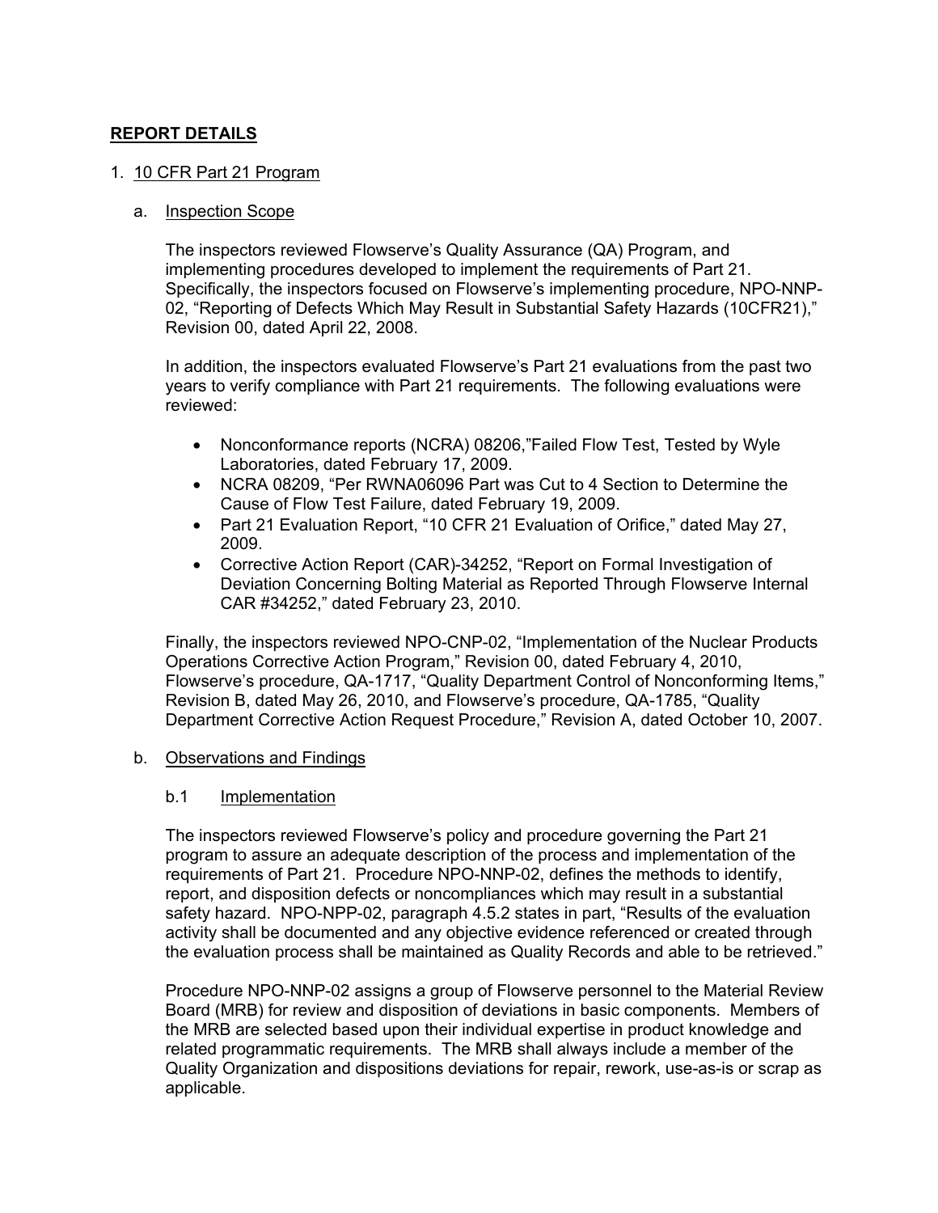## REPORT DETAILS

1. 10 CFR Part 21 Program

   a. Inspection Scope

   The inspectors reviewed Flowserve's Quality Assurance (QA) Program, and implementing procedures developed to implement the requirements of Part 21. Specifically, the inspectors focused on Flowserve's implementing procedure, NPO-NNP-02, "Reporting of Defects Which May Result in Substantial Safety Hazards (10CFR21)," Revision 00, dated April 22, 2008.

   In addition, the inspectors evaluated Flowserve's Part 21 evaluations from the past two years to verify compliance with Part 21 requirements. The following evaluations were reviewed:

   - Nonconformance reports (NCRA) 08206,"Failed Flow Test, Tested by Wyle Laboratories, dated February 17, 2009.
   - NCRA 08209, "Per RWNA06096 Part was Cut to 4 Section to Determine the Cause of Flow Test Failure, dated February 19, 2009.
   - Part 21 Evaluation Report, "10 CFR 21 Evaluation of Orifice," dated May 27, 2009.
   - Corrective Action Report (CAR)-34252, "Report on Formal Investigation of Deviation Concerning Bolting Material as Reported Through Flowserve Internal CAR #34252," dated February 23, 2010.

   Finally, the inspectors reviewed NPO-CNP-02, "Implementation of the Nuclear Products Operations Corrective Action Program," Revision 00, dated February 4, 2010, Flowserve's procedure, QA-1717, "Quality Department Control of Nonconforming Items," Revision B, dated May 26, 2010, and Flowserve's procedure, QA-1785, "Quality Department Corrective Action Request Procedure," Revision A, dated October 10, 2007.

   b. Observations and Findings

   b.1 Implementation

   The inspectors reviewed Flowserve's policy and procedure governing the Part 21 program to assure an adequate description of the process and implementation of the requirements of Part 21. Procedure NPO-NNP-02, defines the methods to identify, report, and disposition defects or noncompliances which may result in a substantial safety hazard. NPO-NPP-02, paragraph 4.5.2 states in part, "Results of the evaluation activity shall be documented and any objective evidence referenced or created through the evaluation process shall be maintained as Quality Records and able to be retrieved."

   Procedure NPO-NNP-02 assigns a group of Flowserve personnel to the Material Review Board (MRB) for review and disposition of deviations in basic components. Members of the MRB are selected based upon their individual expertise in product knowledge and related programmatic requirements. The MRB shall always include a member of the Quality Organization and dispositions deviations for repair, rework, use-as-is or scrap as applicable.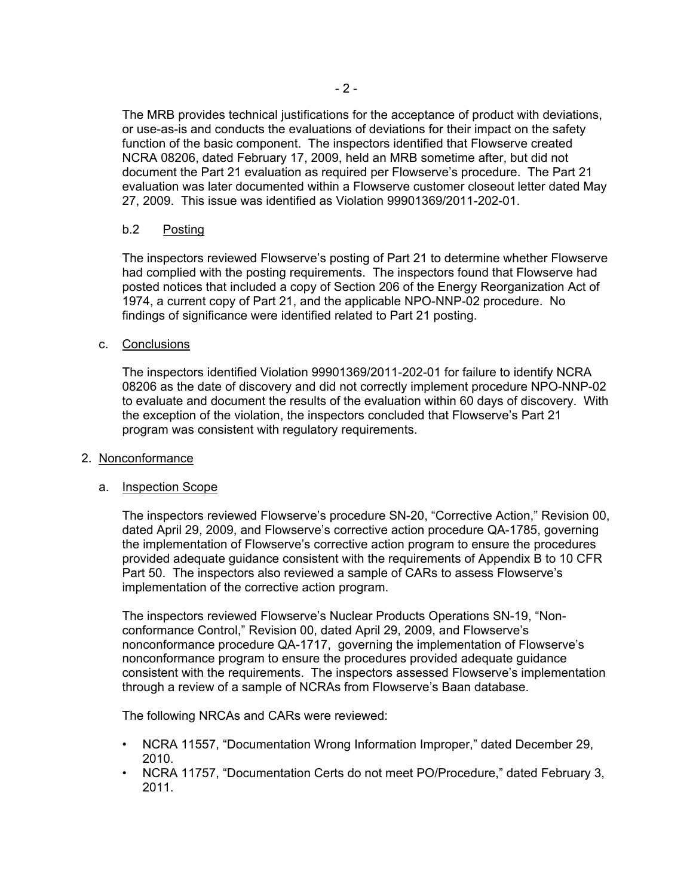The MRB provides technical justifications for the acceptance of product with deviations, or use-as-is and conducts the evaluations of deviations for their impact on the safety function of the basic component. The inspectors identified that Flowserve created NCRA 08206, dated February 17, 2009, held an MRB sometime after, but did not document the Part 21 evaluation as required per Flowserve's procedure. The Part 21 evaluation was later documented within a Flowserve customer closeout letter dated May 27, 2009. This issue was identified as Violation 99901369/2011-202-01.

b.2 Posting

The inspectors reviewed Flowserve's posting of Part 21 to determine whether Flowserve had complied with the posting requirements. The inspectors found that Flowserve had posted notices that included a copy of Section 206 of the Energy Reorganization Act of 1974, a current copy of Part 21, and the applicable NPO-NNP-02 procedure. No findings of significance were identified related to Part 21 posting.

c. Conclusions

The inspectors identified Violation 99901369/2011-202-01 for failure to identify NCRA 08206 as the date of discovery and did not correctly implement procedure NPO-NNP-02 to evaluate and document the results of the evaluation within 60 days of discovery. With the exception of the violation, the inspectors concluded that Flowserve's Part 21 program was consistent with regulatory requirements.

2. Nonconformance

a. Inspection Scope

The inspectors reviewed Flowserve's procedure SN-20, "Corrective Action," Revision 00, dated April 29, 2009, and Flowserve's corrective action procedure QA-1785, governing the implementation of Flowserve's corrective action program to ensure the procedures provided adequate guidance consistent with the requirements of Appendix B to 10 CFR Part 50. The inspectors also reviewed a sample of CARs to assess Flowserve's implementation of the corrective action program.

The inspectors reviewed Flowserve's Nuclear Products Operations SN-19, "Non-conformance Control," Revision 00, dated April 29, 2009, and Flowserve's nonconformance procedure QA-1717, governing the implementation of Flowserve's nonconformance program to ensure the procedures provided adequate guidance consistent with the requirements. The inspectors assessed Flowserve's implementation through a review of a sample of NCRAs from Flowserve's Baan database.

The following NRCAs and CARs were reviewed:

- NCRA 11557, "Documentation Wrong Information Improper," dated December 29, 2010.
- NCRA 11757, "Documentation Certs do not meet PO/Procedure," dated February 3, 2011.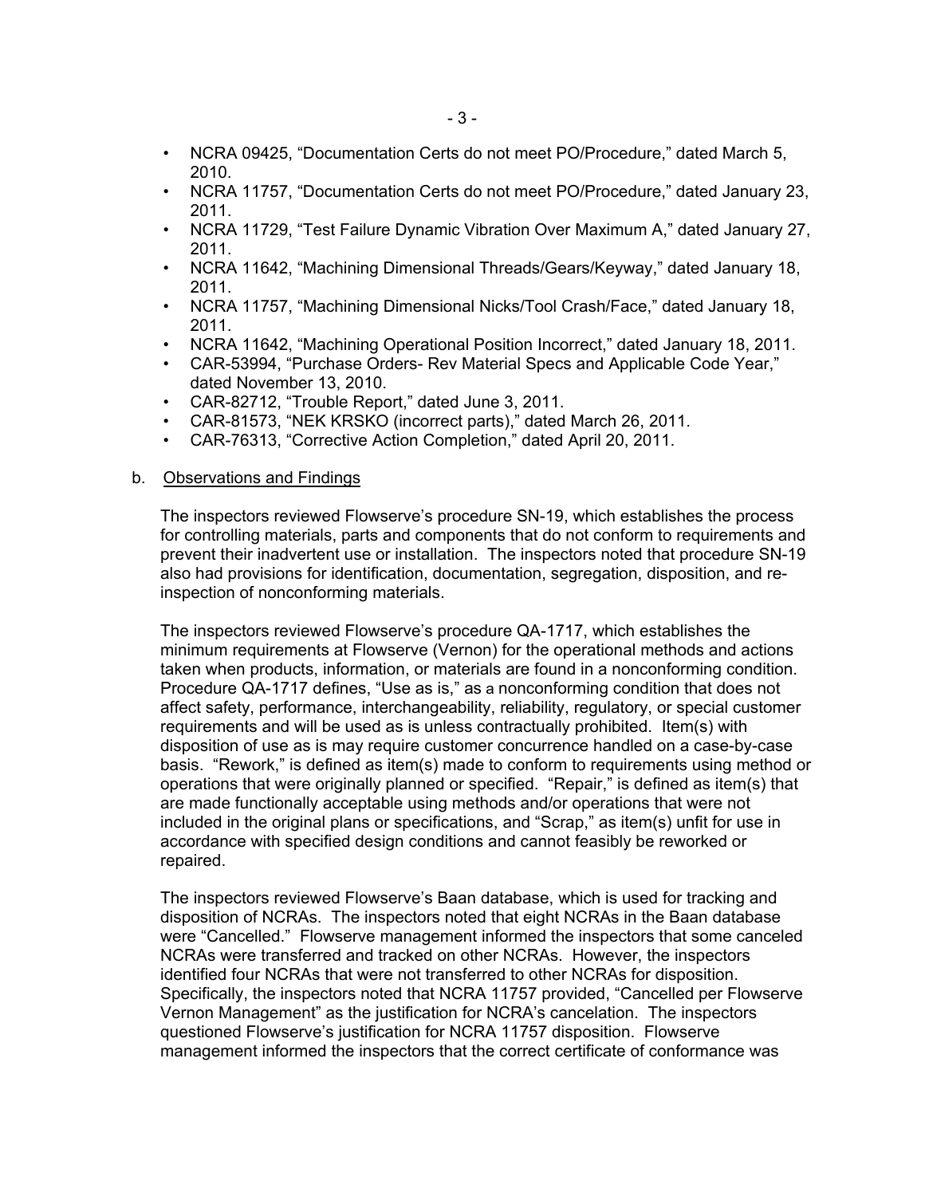- NCRA 09425, "Documentation Certs do not meet PO/Procedure," dated March 5, 2010.
- NCRA 11757, "Documentation Certs do not meet PO/Procedure," dated January 23, 2011.
- NCRA 11729, "Test Failure Dynamic Vibration Over Maximum A," dated January 27, 2011.
- NCRA 11642, "Machining Dimensional Threads/Gears/Keyway," dated January 18, 2011.
- NCRA 11757, "Machining Dimensional Nicks/Tool Crash/Face," dated January 18, 2011.
- NCRA 11642, "Machining Operational Position Incorrect," dated January 18, 2011.
- CAR-53994, "Purchase Orders- Rev Material Specs and Applicable Code Year," dated November 13, 2010.
- CAR-82712, "Trouble Report," dated June 3, 2011.
- CAR-81573, "NEK KRSKO (incorrect parts)," dated March 26, 2011.
- CAR-76313, "Corrective Action Completion," dated April 20, 2011.

b. Observations and Findings

The inspectors reviewed Flowserve's procedure SN-19, which establishes the process for controlling materials, parts and components that do not conform to requirements and prevent their inadvertent use or installation. The inspectors noted that procedure SN-19 also had provisions for identification, documentation, segregation, disposition, and re-inspection of nonconforming materials.

The inspectors reviewed Flowserve's procedure QA-1717, which establishes the minimum requirements at Flowserve (Vernon) for the operational methods and actions taken when products, information, or materials are found in a nonconforming condition. Procedure QA-1717 defines, "Use as is," as a nonconforming condition that does not affect safety, performance, interchangeability, reliability, regulatory, or special customer requirements and will be used as is unless contractually prohibited. Item(s) with disposition of use as is may require customer concurrence handled on a case-by-case basis. "Rework," is defined as item(s) made to conform to requirements using method or operations that were originally planned or specified. "Repair," is defined as item(s) that are made functionally acceptable using methods and/or operations that were not included in the original plans or specifications, and "Scrap," as item(s) unfit for use in accordance with specified design conditions and cannot feasibly be reworked or repaired.

The inspectors reviewed Flowserve's Baan database, which is used for tracking and disposition of NCRAs. The inspectors noted that eight NCRAs in the Baan database were "Cancelled." Flowserve management informed the inspectors that some canceled NCRAs were transferred and tracked on other NCRAs. However, the inspectors identified four NCRAs that were not transferred to other NCRAs for disposition. Specifically, the inspectors noted that NCRA 11757 provided, "Cancelled per Flowserve Vernon Management" as the justification for NCRA's cancelation. The inspectors questioned Flowserve's justification for NCRA 11757 disposition. Flowserve management informed the inspectors that the correct certificate of conformance was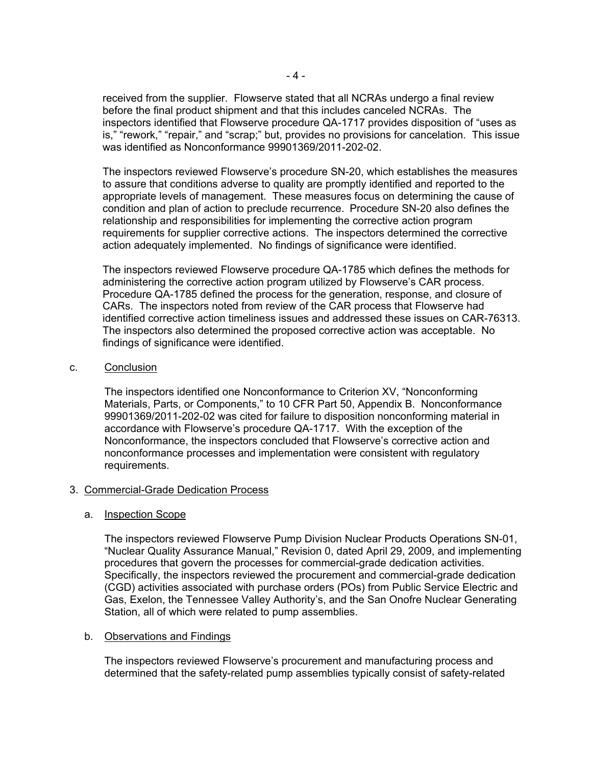received from the supplier. Flowserve stated that all NCRAs undergo a final review before the final product shipment and that this includes canceled NCRAs. The inspectors identified that Flowserve procedure QA-1717 provides disposition of "uses as is," "rework," "repair," and "scrap;" but, provides no provisions for cancelation. This issue was identified as Nonconformance 99901369/2011-202-02.

The inspectors reviewed Flowserve's procedure SN-20, which establishes the measures to assure that conditions adverse to quality are promptly identified and reported to the appropriate levels of management. These measures focus on determining the cause of condition and plan of action to preclude recurrence. Procedure SN-20 also defines the relationship and responsibilities for implementing the corrective action program requirements for supplier corrective actions. The inspectors determined the corrective action adequately implemented. No findings of significance were identified.

The inspectors reviewed Flowserve procedure QA-1785 which defines the methods for administering the corrective action program utilized by Flowserve's CAR process. Procedure QA-1785 defined the process for the generation, response, and closure of CARs. The inspectors noted from review of the CAR process that Flowserve had identified corrective action timeliness issues and addressed these issues on CAR-76313. The inspectors also determined the proposed corrective action was acceptable. No findings of significance were identified.

c. Conclusion

The inspectors identified one Nonconformance to Criterion XV, "Nonconforming Materials, Parts, or Components," to 10 CFR Part 50, Appendix B. Nonconformance 99901369/2011-202-02 was cited for failure to disposition nonconforming material in accordance with Flowserve's procedure QA-1717. With the exception of the Nonconformance, the inspectors concluded that Flowserve's corrective action and nonconformance processes and implementation were consistent with regulatory requirements.

3. Commercial-Grade Dedication Process

a. Inspection Scope

The inspectors reviewed Flowserve Pump Division Nuclear Products Operations SN-01, "Nuclear Quality Assurance Manual," Revision 0, dated April 29, 2009, and implementing procedures that govern the processes for commercial-grade dedication activities. Specifically, the inspectors reviewed the procurement and commercial-grade dedication (CGD) activities associated with purchase orders (POs) from Public Service Electric and Gas, Exelon, the Tennessee Valley Authority's, and the San Onofre Nuclear Generating Station, all of which were related to pump assemblies.

b. Observations and Findings

The inspectors reviewed Flowserve's procurement and manufacturing process and determined that the safety-related pump assemblies typically consist of safety-related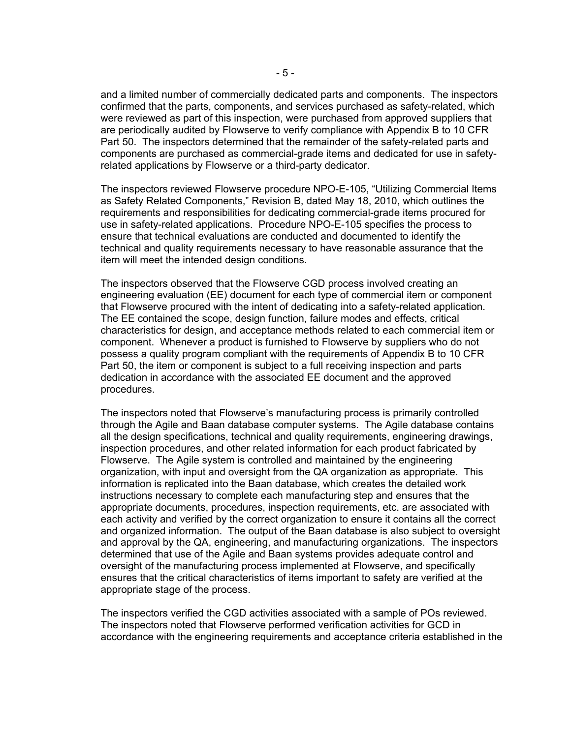and a limited number of commercially dedicated parts and components. The inspectors confirmed that the parts, components, and services purchased as safety-related, which were reviewed as part of this inspection, were purchased from approved suppliers that are periodically audited by Flowserve to verify compliance with Appendix B to 10 CFR Part 50. The inspectors determined that the remainder of the safety-related parts and components are purchased as commercial-grade items and dedicated for use in safety-related applications by Flowserve or a third-party dedicator.

The inspectors reviewed Flowserve procedure NPO-E-105, "Utilizing Commercial Items as Safety Related Components," Revision B, dated May 18, 2010, which outlines the requirements and responsibilities for dedicating commercial-grade items procured for use in safety-related applications. Procedure NPO-E-105 specifies the process to ensure that technical evaluations are conducted and documented to identify the technical and quality requirements necessary to have reasonable assurance that the item will meet the intended design conditions.

The inspectors observed that the Flowserve CGD process involved creating an engineering evaluation (EE) document for each type of commercial item or component that Flowserve procured with the intent of dedicating into a safety-related application. The EE contained the scope, design function, failure modes and effects, critical characteristics for design, and acceptance methods related to each commercial item or component. Whenever a product is furnished to Flowserve by suppliers who do not possess a quality program compliant with the requirements of Appendix B to 10 CFR Part 50, the item or component is subject to a full receiving inspection and parts dedication in accordance with the associated EE document and the approved procedures.

The inspectors noted that Flowserve's manufacturing process is primarily controlled through the Agile and Baan database computer systems. The Agile database contains all the design specifications, technical and quality requirements, engineering drawings, inspection procedures, and other related information for each product fabricated by Flowserve. The Agile system is controlled and maintained by the engineering organization, with input and oversight from the QA organization as appropriate. This information is replicated into the Baan database, which creates the detailed work instructions necessary to complete each manufacturing step and ensures that the appropriate documents, procedures, inspection requirements, etc. are associated with each activity and verified by the correct organization to ensure it contains all the correct and organized information. The output of the Baan database is also subject to oversight and approval by the QA, engineering, and manufacturing organizations. The inspectors determined that use of the Agile and Baan systems provides adequate control and oversight of the manufacturing process implemented at Flowserve, and specifically ensures that the critical characteristics of items important to safety are verified at the appropriate stage of the process.

The inspectors verified the CGD activities associated with a sample of POs reviewed. The inspectors noted that Flowserve performed verification activities for GCD in accordance with the engineering requirements and acceptance criteria established in the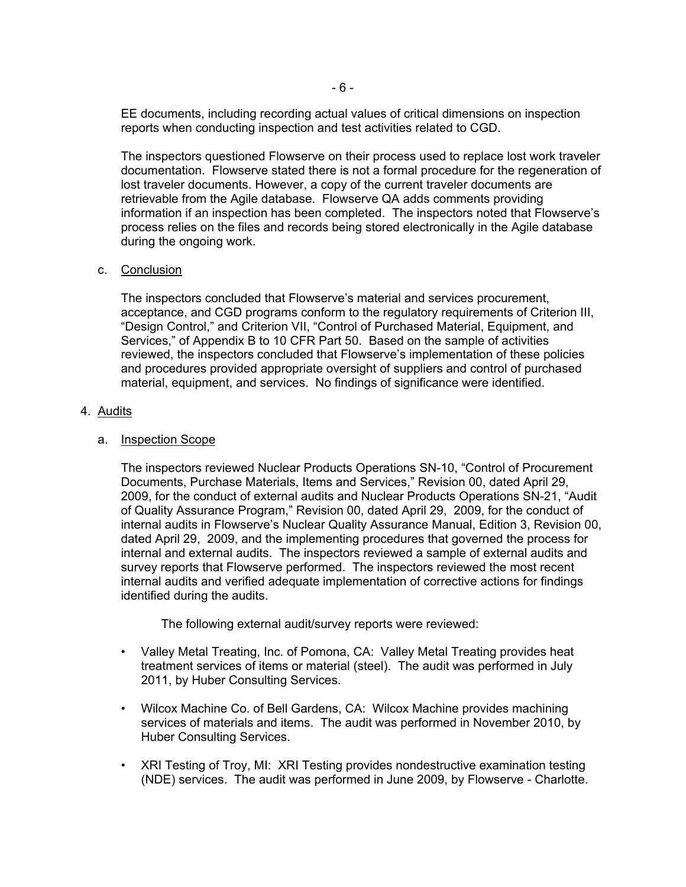EE documents, including recording actual values of critical dimensions on inspection reports when conducting inspection and test activities related to CGD.

The inspectors questioned Flowserve on their process used to replace lost work traveler documentation. Flowserve stated there is not a formal procedure for the regeneration of lost traveler documents. However, a copy of the current traveler documents are retrievable from the Agile database. Flowserve QA adds comments providing information if an inspection has been completed. The inspectors noted that Flowserve's process relies on the files and records being stored electronically in the Agile database during the ongoing work.

c. Conclusion

The inspectors concluded that Flowserve's material and services procurement, acceptance, and CGD programs conform to the regulatory requirements of Criterion III, "Design Control," and Criterion VII, "Control of Purchased Material, Equipment, and Services," of Appendix B to 10 CFR Part 50. Based on the sample of activities reviewed, the inspectors concluded that Flowserve's implementation of these policies and procedures provided appropriate oversight of suppliers and control of purchased material, equipment, and services. No findings of significance were identified.

4. Audits

a. Inspection Scope

The inspectors reviewed Nuclear Products Operations SN-10, "Control of Procurement Documents, Purchase Materials, Items and Services," Revision 00, dated April 29, 2009, for the conduct of external audits and Nuclear Products Operations SN-21, "Audit of Quality Assurance Program," Revision 00, dated April 29, 2009, for the conduct of internal audits in Flowserve's Nuclear Quality Assurance Manual, Edition 3, Revision 00, dated April 29, 2009, and the implementing procedures that governed the process for internal and external audits. The inspectors reviewed a sample of external audits and survey reports that Flowserve performed. The inspectors reviewed the most recent internal audits and verified adequate implementation of corrective actions for findings identified during the audits.

The following external audit/survey reports were reviewed:

- Valley Metal Treating, Inc. of Pomona, CA: Valley Metal Treating provides heat treatment services of items or material (steel). The audit was performed in July 2011, by Huber Consulting Services.
- Wilcox Machine Co. of Bell Gardens, CA: Wilcox Machine provides machining services of materials and items. The audit was performed in November 2010, by Huber Consulting Services.
- XRI Testing of Troy, MI: XRI Testing provides nondestructive examination testing (NDE) services. The audit was performed in June 2009, by Flowserve - Charlotte.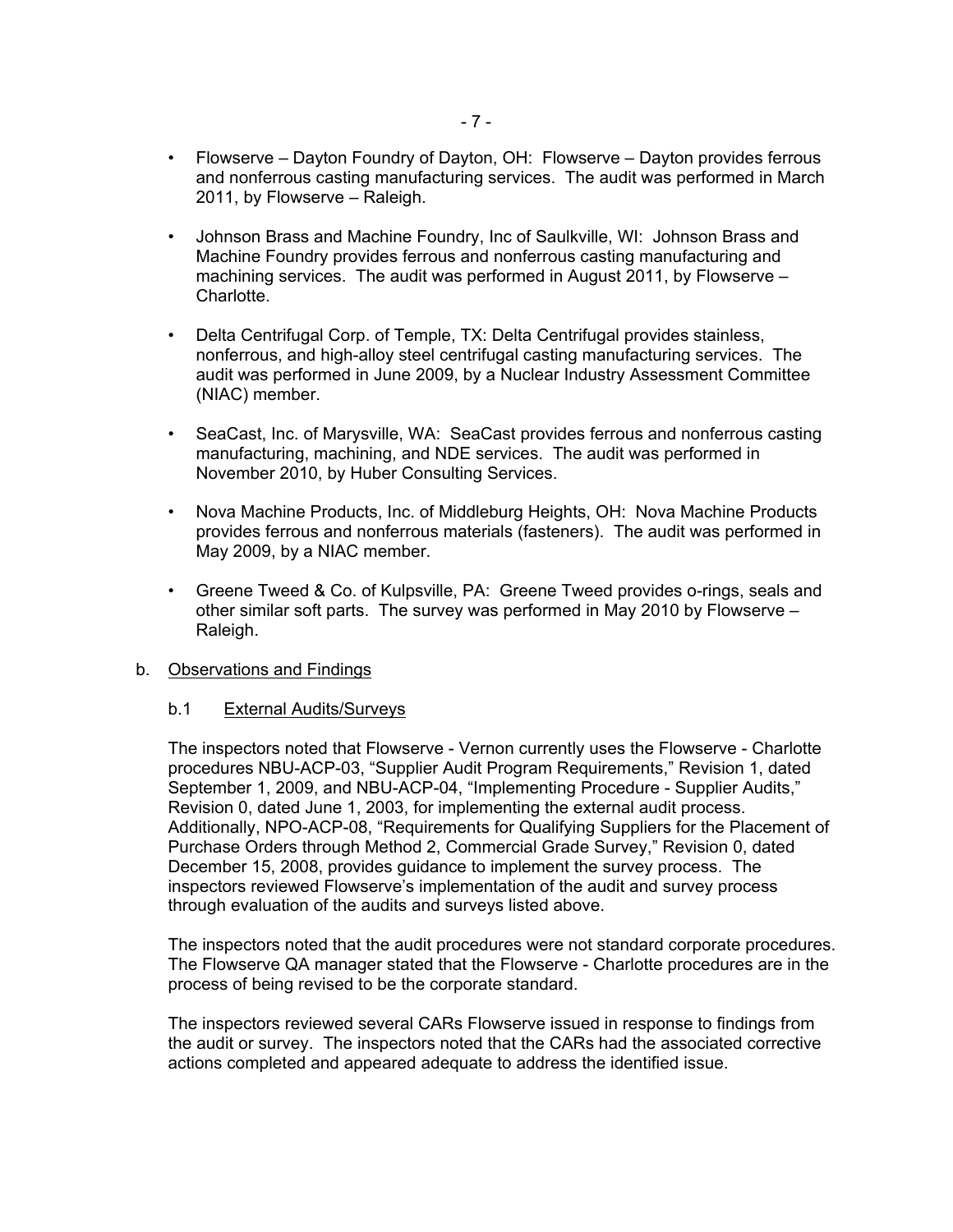- Flowserve – Dayton Foundry of Dayton, OH: Flowserve – Dayton provides ferrous and nonferrous casting manufacturing services. The audit was performed in March 2011, by Flowserve – Raleigh.

- Johnson Brass and Machine Foundry, Inc of Saulkville, WI: Johnson Brass and Machine Foundry provides ferrous and nonferrous casting manufacturing and machining services. The audit was performed in August 2011, by Flowserve – Charlotte.

- Delta Centrifugal Corp. of Temple, TX: Delta Centrifugal provides stainless, nonferrous, and high-alloy steel centrifugal casting manufacturing services. The audit was performed in June 2009, by a Nuclear Industry Assessment Committee (NIAC) member.

- SeaCast, Inc. of Marysville, WA: SeaCast provides ferrous and nonferrous casting manufacturing, machining, and NDE services. The audit was performed in November 2010, by Huber Consulting Services.

- Nova Machine Products, Inc. of Middleburg Heights, OH: Nova Machine Products provides ferrous and nonferrous materials (fasteners). The audit was performed in May 2009, by a NIAC member.

- Greene Tweed & Co. of Kulpsville, PA: Greene Tweed provides o-rings, seals and other similar soft parts. The survey was performed in May 2010 by Flowserve – Raleigh.

b. Observations and Findings

b.1 External Audits/Surveys

The inspectors noted that Flowserve - Vernon currently uses the Flowserve - Charlotte procedures NBU-ACP-03, "Supplier Audit Program Requirements," Revision 1, dated September 1, 2009, and NBU-ACP-04, "Implementing Procedure - Supplier Audits," Revision 0, dated June 1, 2003, for implementing the external audit process. Additionally, NPO-ACP-08, "Requirements for Qualifying Suppliers for the Placement of Purchase Orders through Method 2, Commercial Grade Survey," Revision 0, dated December 15, 2008, provides guidance to implement the survey process. The inspectors reviewed Flowserve's implementation of the audit and survey process through evaluation of the audits and surveys listed above.

The inspectors noted that the audit procedures were not standard corporate procedures. The Flowserve QA manager stated that the Flowserve - Charlotte procedures are in the process of being revised to be the corporate standard.

The inspectors reviewed several CARs Flowserve issued in response to findings from the audit or survey. The inspectors noted that the CARs had the associated corrective actions completed and appeared adequate to address the identified issue.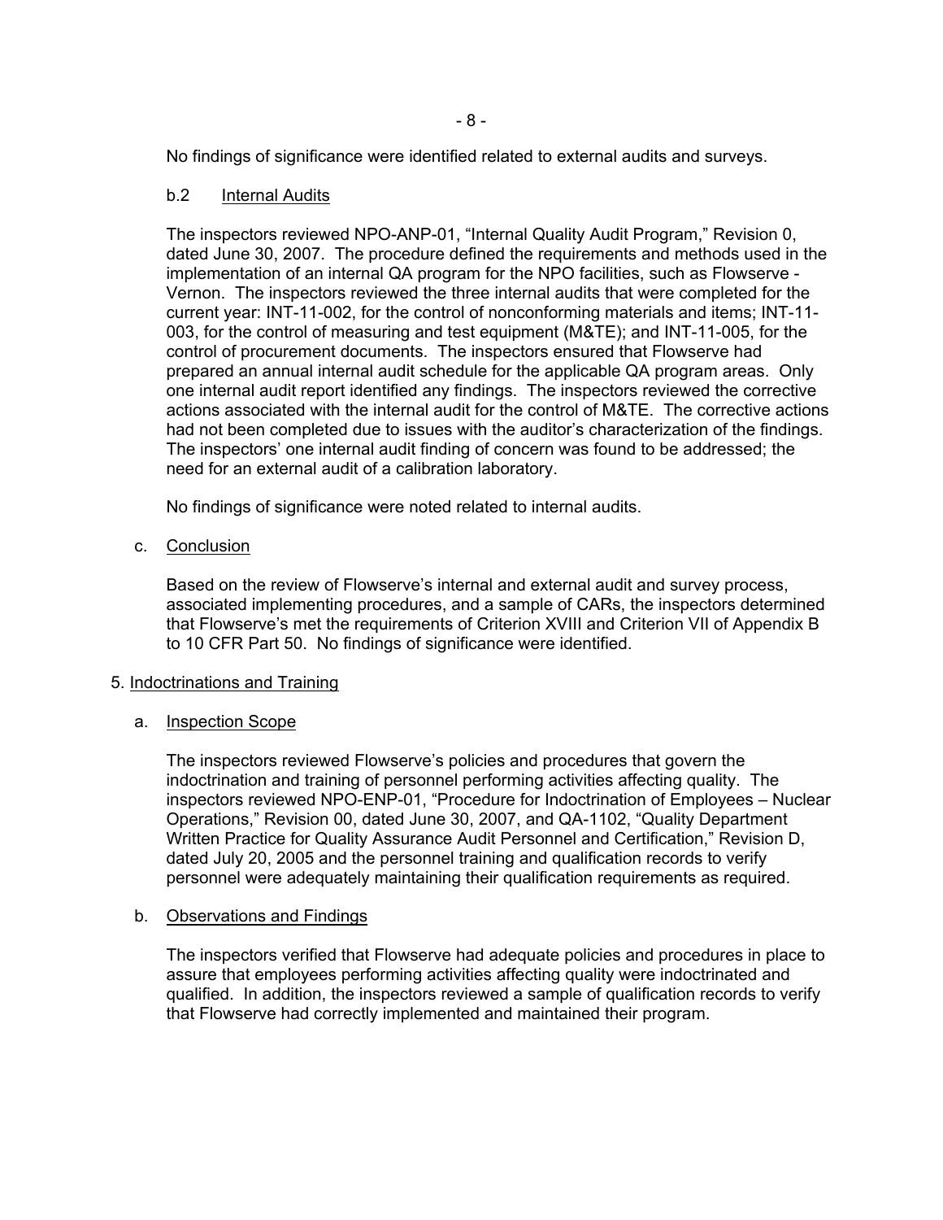No findings of significance were identified related to external audits and surveys.

b.2 Internal Audits

The inspectors reviewed NPO-ANP-01, "Internal Quality Audit Program," Revision 0, dated June 30, 2007. The procedure defined the requirements and methods used in the implementation of an internal QA program for the NPO facilities, such as Flowserve - Vernon. The inspectors reviewed the three internal audits that were completed for the current year: INT-11-002, for the control of nonconforming materials and items; INT-11-003, for the control of measuring and test equipment (M&TE); and INT-11-005, for the control of procurement documents. The inspectors ensured that Flowserve had prepared an annual internal audit schedule for the applicable QA program areas. Only one internal audit report identified any findings. The inspectors reviewed the corrective actions associated with the internal audit for the control of M&TE. The corrective actions had not been completed due to issues with the auditor's characterization of the findings. The inspectors' one internal audit finding of concern was found to be addressed; the need for an external audit of a calibration laboratory.

No findings of significance were noted related to internal audits.

c. Conclusion

Based on the review of Flowserve's internal and external audit and survey process, associated implementing procedures, and a sample of CARs, the inspectors determined that Flowserve's met the requirements of Criterion XVIII and Criterion VII of Appendix B to 10 CFR Part 50. No findings of significance were identified.

## 5. Indoctrinations and Training

a. Inspection Scope

The inspectors reviewed Flowserve's policies and procedures that govern the indoctrination and training of personnel performing activities affecting quality. The inspectors reviewed NPO-ENP-01, "Procedure for Indoctrination of Employees – Nuclear Operations," Revision 00, dated June 30, 2007, and QA-1102, "Quality Department Written Practice for Quality Assurance Audit Personnel and Certification," Revision D, dated July 20, 2005 and the personnel training and qualification records to verify personnel were adequately maintaining their qualification requirements as required.

b. Observations and Findings

The inspectors verified that Flowserve had adequate policies and procedures in place to assure that employees performing activities affecting quality were indoctrinated and qualified. In addition, the inspectors reviewed a sample of qualification records to verify that Flowserve had correctly implemented and maintained their program.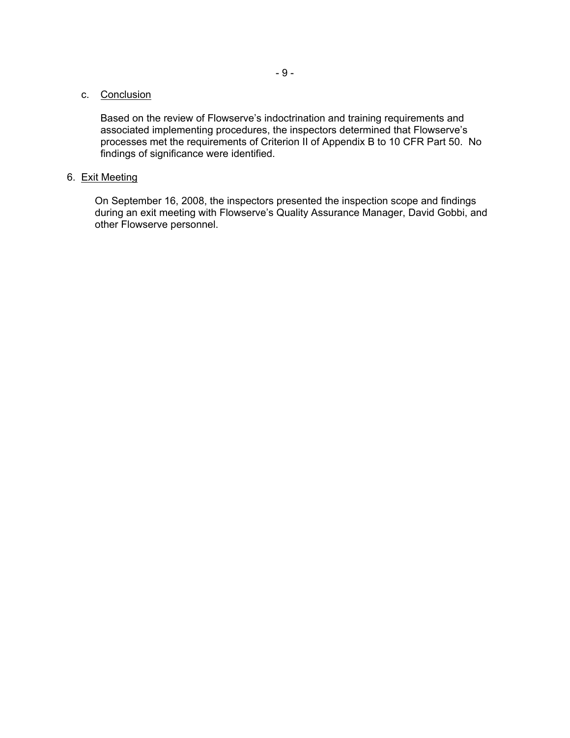c. Conclusion

Based on the review of Flowserve's indoctrination and training requirements and associated implementing procedures, the inspectors determined that Flowserve's processes met the requirements of Criterion II of Appendix B to 10 CFR Part 50. No findings of significance were identified.

6. Exit Meeting

On September 16, 2008, the inspectors presented the inspection scope and findings during an exit meeting with Flowserve's Quality Assurance Manager, David Gobbi, and other Flowserve personnel.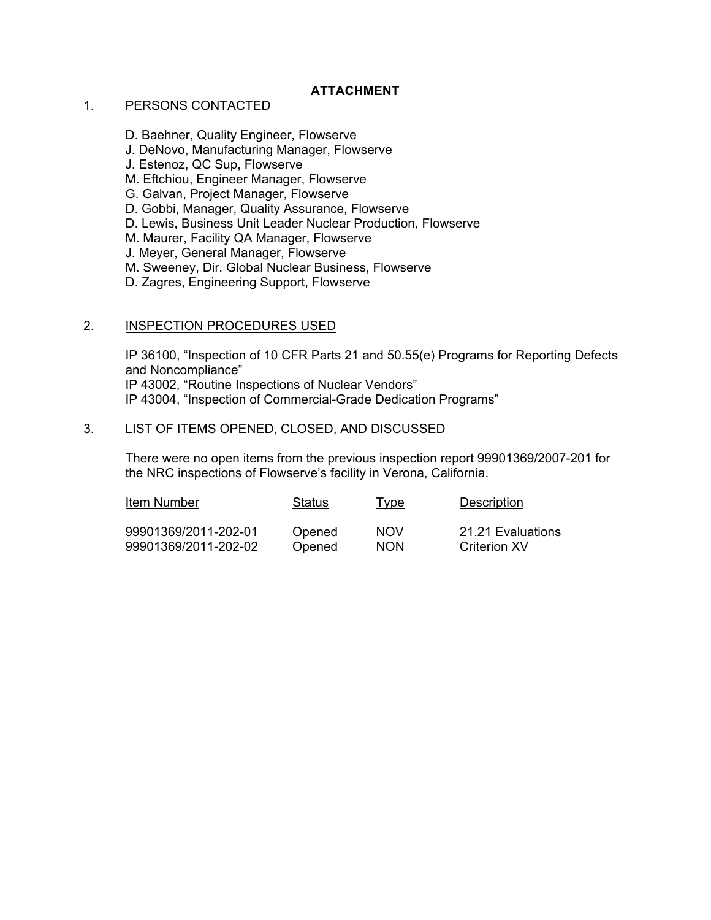# ATTACHMENT

1. PERSONS CONTACTED

D. Baehner, Quality Engineer, Flowserve
J. DeNovo, Manufacturing Manager, Flowserve
J. Estenoz, QC Sup, Flowserve
M. Eftchiou, Engineer Manager, Flowserve
G. Galvan, Project Manager, Flowserve
D. Gobbi, Manager, Quality Assurance, Flowserve
D. Lewis, Business Unit Leader Nuclear Production, Flowserve
M. Maurer, Facility QA Manager, Flowserve
J. Meyer, General Manager, Flowserve
M. Sweeney, Dir. Global Nuclear Business, Flowserve
D. Zagres, Engineering Support, Flowserve

2. INSPECTION PROCEDURES USED

IP 36100, "Inspection of 10 CFR Parts 21 and 50.55(e) Programs for Reporting Defects and Noncompliance"
IP 43002, "Routine Inspections of Nuclear Vendors"
IP 43004, "Inspection of Commercial-Grade Dedication Programs"

3. LIST OF ITEMS OPENED, CLOSED, AND DISCUSSED

There were no open items from the previous inspection report 99901369/2007-201 for the NRC inspections of Flowserve's facility in Verona, California.

| Item Number | Status | Type | Description |
|---|---|---|---|
| 99901369/2011-202-01 | Opened | NOV | 21.21 Evaluations |
| 99901369/2011-202-02 | Opened | NON | Criterion XV |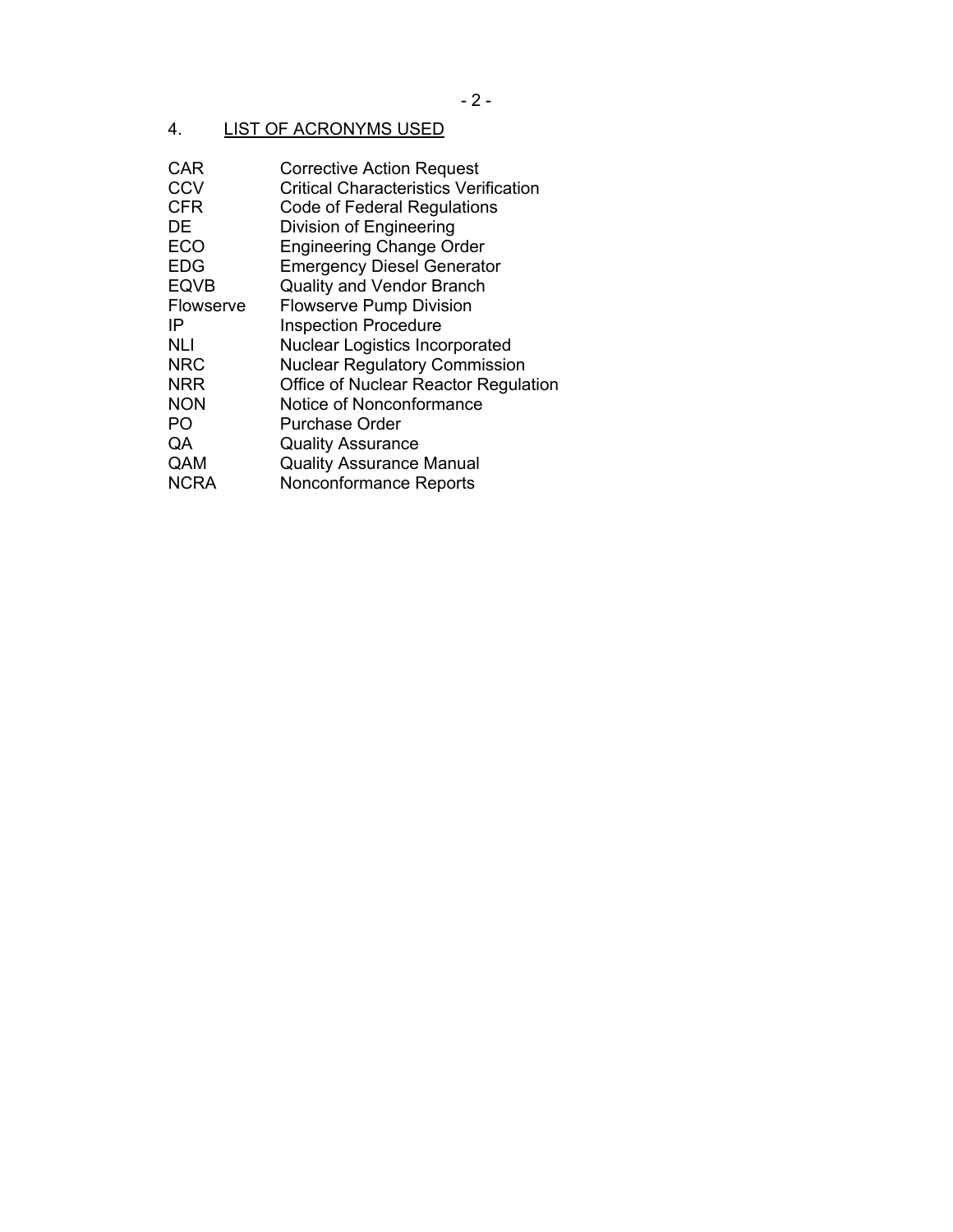## 4. LIST OF ACRONYMS USED

| | |
|---|---|
| CAR | Corrective Action Request |
| CCV | Critical Characteristics Verification |
| CFR | Code of Federal Regulations |
| DE | Division of Engineering |
| ECO | Engineering Change Order |
| EDG | Emergency Diesel Generator |
| EQVB | Quality and Vendor Branch |
| Flowserve | Flowserve Pump Division |
| IP | Inspection Procedure |
| NLI | Nuclear Logistics Incorporated |
| NRC | Nuclear Regulatory Commission |
| NRR | Office of Nuclear Reactor Regulation |
| NON | Notice of Nonconformance |
| PO | Purchase Order |
| QA | Quality Assurance |
| QAM | Quality Assurance Manual |
| NCRA | Nonconformance Reports |